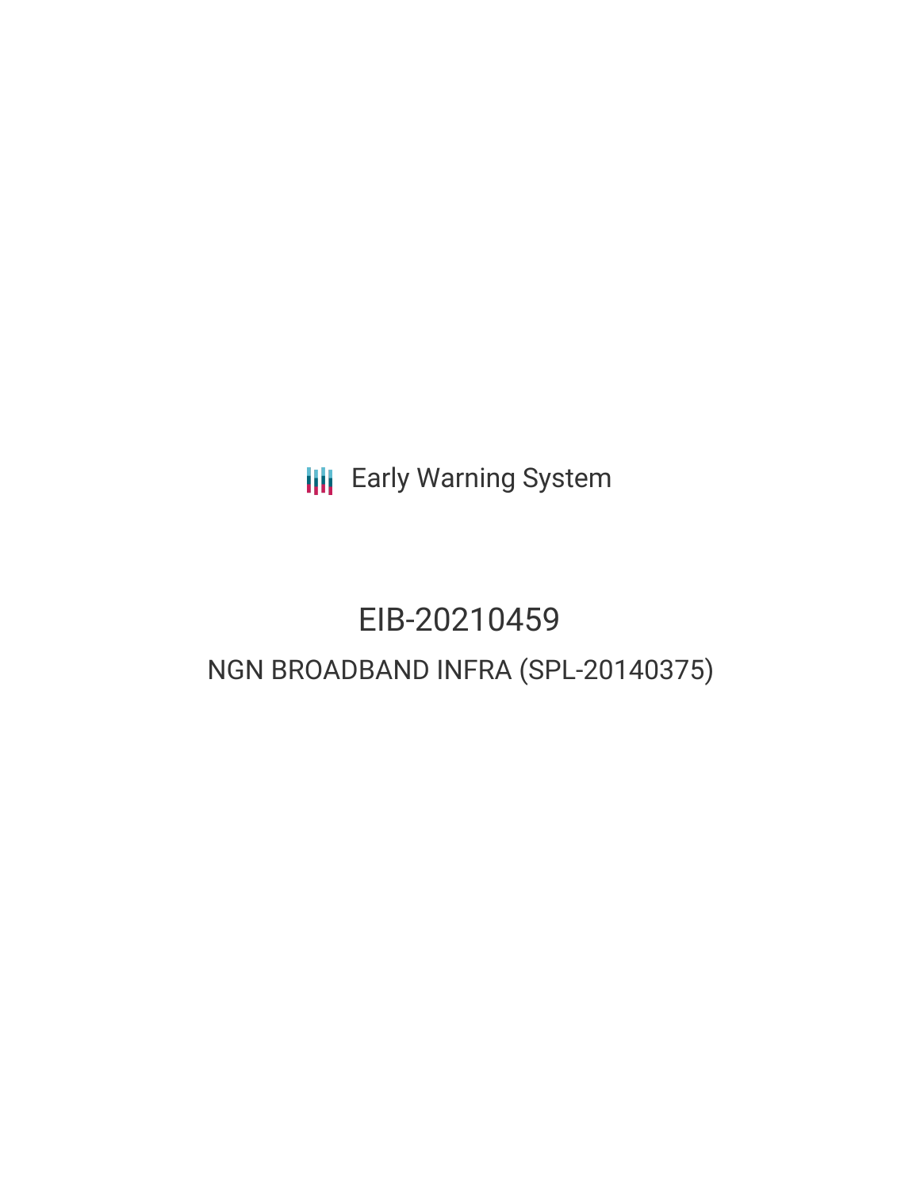Early Warning System

# EIB-20210459

## NGN BROADBAND INFRA (SPL-20140375)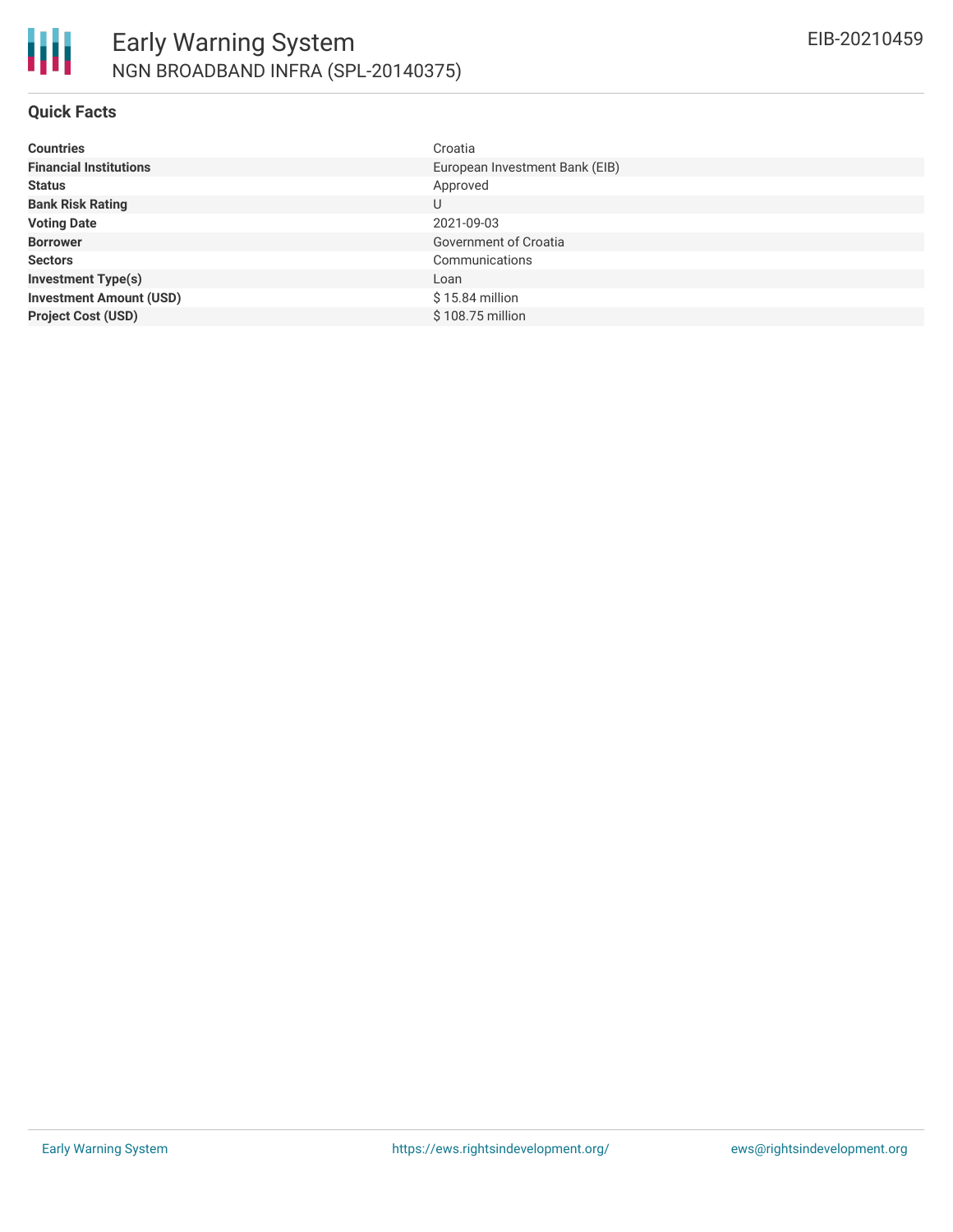# Early Warning System

NGN BROADBAND INFRA (SPL-20140375)

EIB-20210459

## Quick Facts

| | |
|---|---|
| **Countries** | Croatia |
| **Financial Institutions** | European Investment Bank (EIB) |
| **Status** | Approved |
| **Bank Risk Rating** | U |
| **Voting Date** | 2021-09-03 |
| **Borrower** | Government of Croatia |
| **Sectors** | Communications |
| **Investment Type(s)** | Loan |
| **Investment Amount (USD)** | $ 15.84 million |
| **Project Cost (USD)** | $ 108.75 million |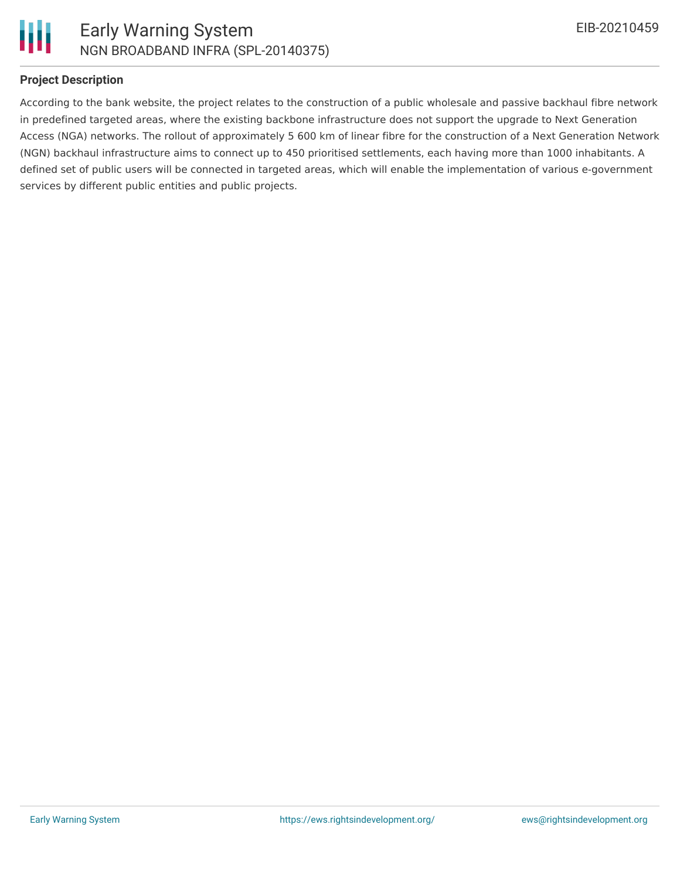## Project Description

According to the bank website, the project relates to the construction of a public wholesale and passive backhaul fibre network in predefined targeted areas, where the existing backbone infrastructure does not support the upgrade to Next Generation Access (NGA) networks. The rollout of approximately 5 600 km of linear fibre for the construction of a Next Generation Network (NGN) backhaul infrastructure aims to connect up to 450 prioritised settlements, each having more than 1000 inhabitants. A defined set of public users will be connected in targeted areas, which will enable the implementation of various e-government services by different public entities and public projects.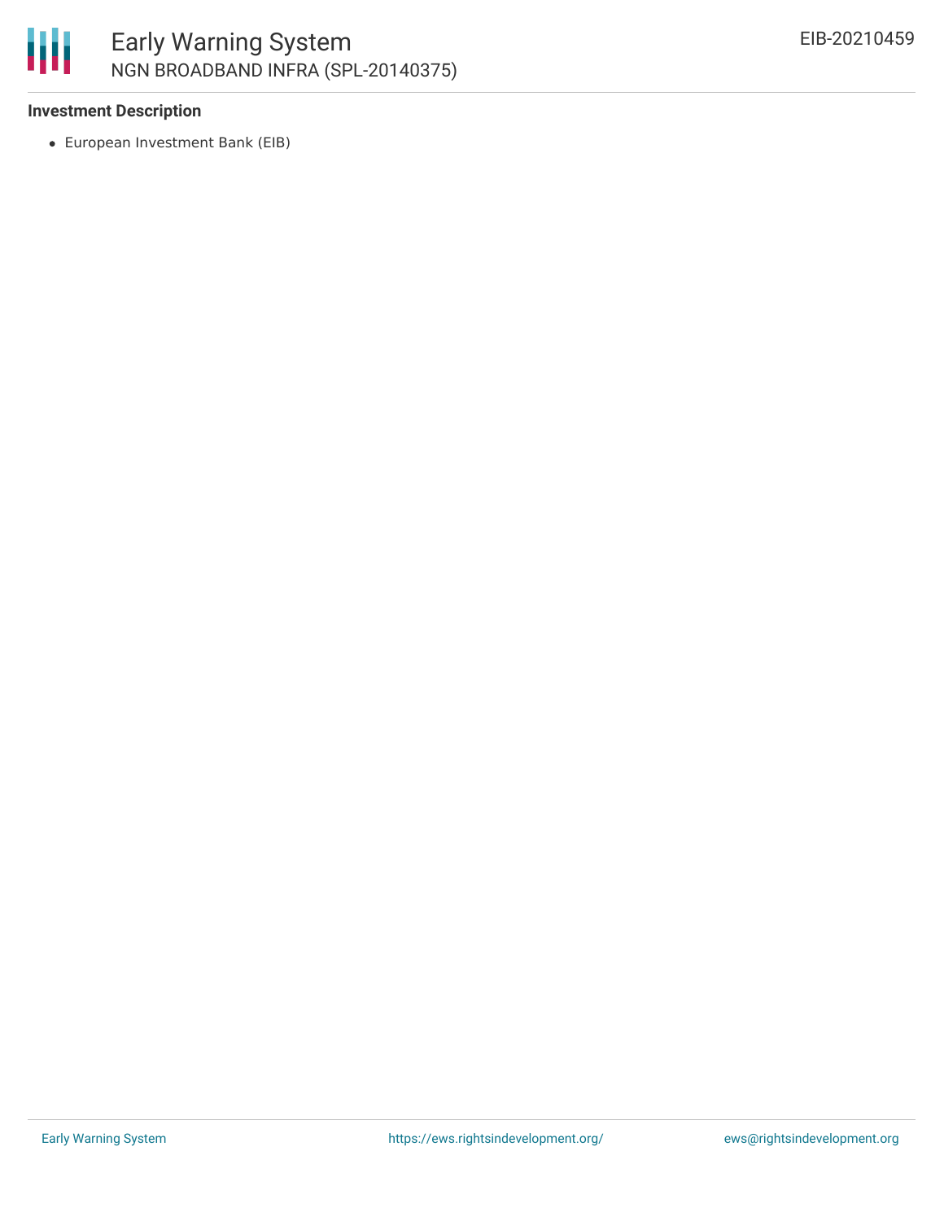### Investment Description

- European Investment Bank (EIB)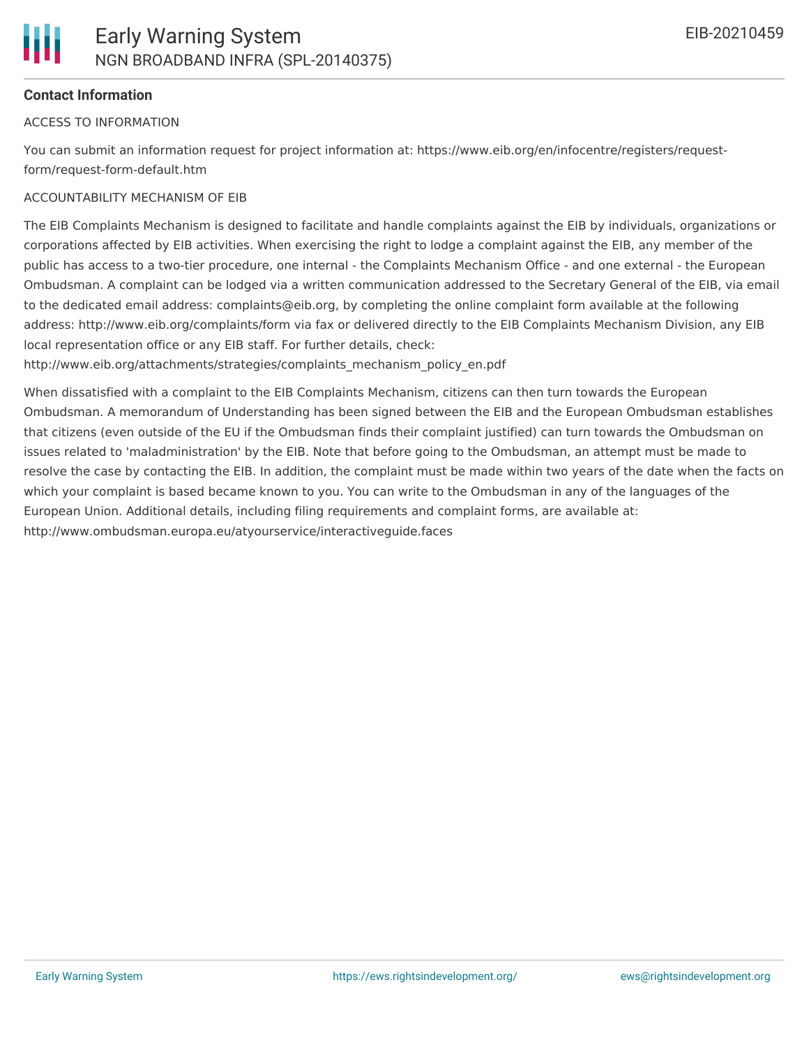**Contact Information**

ACCESS TO INFORMATION

You can submit an information request for project information at: https://www.eib.org/en/infocentre/registers/request-form/request-form-default.htm

ACCOUNTABILITY MECHANISM OF EIB

The EIB Complaints Mechanism is designed to facilitate and handle complaints against the EIB by individuals, organizations or corporations affected by EIB activities. When exercising the right to lodge a complaint against the EIB, any member of the public has access to a two-tier procedure, one internal - the Complaints Mechanism Office - and one external - the European Ombudsman. A complaint can be lodged via a written communication addressed to the Secretary General of the EIB, via email to the dedicated email address: complaints@eib.org, by completing the online complaint form available at the following address: http://www.eib.org/complaints/form via fax or delivered directly to the EIB Complaints Mechanism Division, any EIB local representation office or any EIB staff. For further details, check: http://www.eib.org/attachments/strategies/complaints_mechanism_policy_en.pdf

When dissatisfied with a complaint to the EIB Complaints Mechanism, citizens can then turn towards the European Ombudsman. A memorandum of Understanding has been signed between the EIB and the European Ombudsman establishes that citizens (even outside of the EU if the Ombudsman finds their complaint justified) can turn towards the Ombudsman on issues related to 'maladministration' by the EIB. Note that before going to the Ombudsman, an attempt must be made to resolve the case by contacting the EIB. In addition, the complaint must be made within two years of the date when the facts on which your complaint is based became known to you. You can write to the Ombudsman in any of the languages of the European Union. Additional details, including filing requirements and complaint forms, are available at: http://www.ombudsman.europa.eu/atyourservice/interactiveguide.faces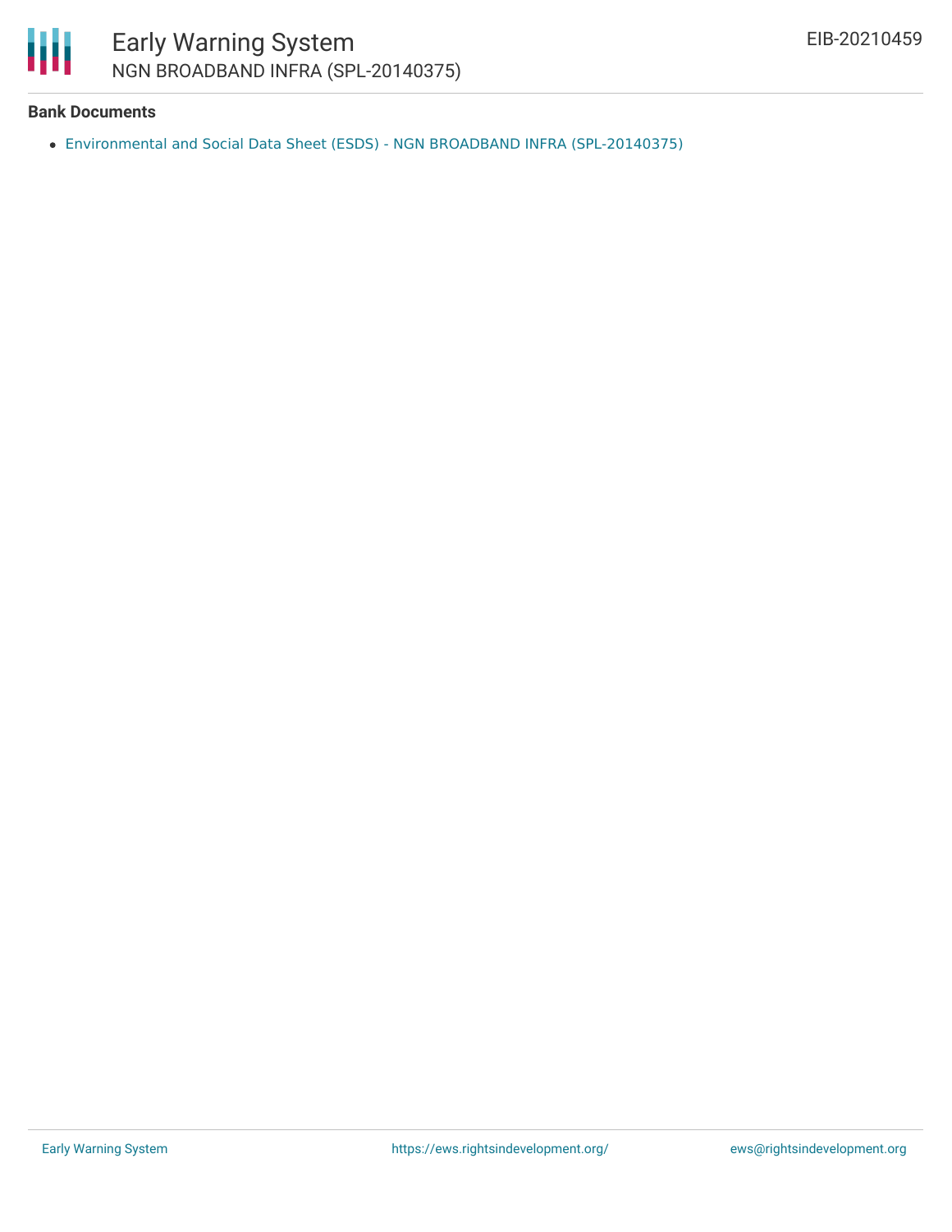**Bank Documents**

- Environmental and Social Data Sheet (ESDS) - NGN BROADBAND INFRA (SPL-20140375)